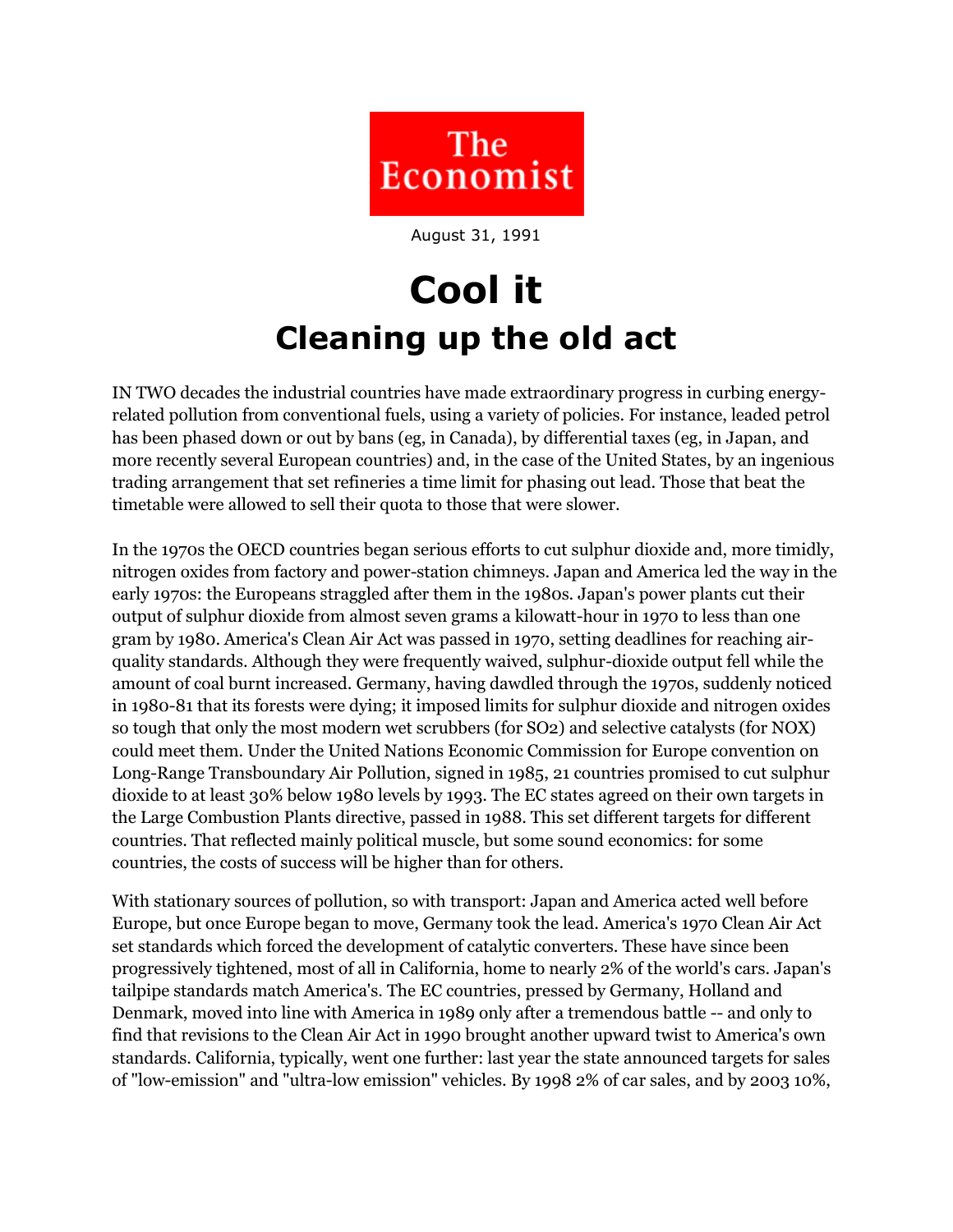# The Economist

August 31, 1991

# Cool it

## Cleaning up the old act

IN TWO decades the industrial countries have made extraordinary progress in curbing energy-related pollution from conventional fuels, using a variety of policies. For instance, leaded petrol has been phased down or out by bans (eg, in Canada), by differential taxes (eg, in Japan, and more recently several European countries) and, in the case of the United States, by an ingenious trading arrangement that set refineries a time limit for phasing out lead. Those that beat the timetable were allowed to sell their quota to those that were slower.

In the 1970s the OECD countries began serious efforts to cut sulphur dioxide and, more timidly, nitrogen oxides from factory and power-station chimneys. Japan and America led the way in the early 1970s: the Europeans straggled after them in the 1980s. Japan's power plants cut their output of sulphur dioxide from almost seven grams a kilowatt-hour in 1970 to less than one gram by 1980. America's Clean Air Act was passed in 1970, setting deadlines for reaching air-quality standards. Although they were frequently waived, sulphur-dioxide output fell while the amount of coal burnt increased. Germany, having dawdled through the 1970s, suddenly noticed in 1980-81 that its forests were dying; it imposed limits for sulphur dioxide and nitrogen oxides so tough that only the most modern wet scrubbers (for $SO_2$) and selective catalysts (for $NO_X$) could meet them. Under the United Nations Economic Commission for Europe convention on Long-Range Transboundary Air Pollution, signed in 1985, 21 countries promised to cut sulphur dioxide to at least 30% below 1980 levels by 1993. The EC states agreed on their own targets in the Large Combustion Plants directive, passed in 1988. This set different targets for different countries. That reflected mainly political muscle, but some sound economics: for some countries, the costs of success will be higher than for others.

With stationary sources of pollution, so with transport: Japan and America acted well before Europe, but once Europe began to move, Germany took the lead. America's 1970 Clean Air Act set standards which forced the development of catalytic converters. These have since been progressively tightened, most of all in California, home to nearly 2% of the world's cars. Japan's tailpipe standards match America's. The EC countries, pressed by Germany, Holland and Denmark, moved into line with America in 1989 only after a tremendous battle -- and only to find that revisions to the Clean Air Act in 1990 brought another upward twist to America's own standards. California, typically, went one further: last year the state announced targets for sales of "low-emission" and "ultra-low emission" vehicles. By 1998 2% of car sales, and by 2003 10%,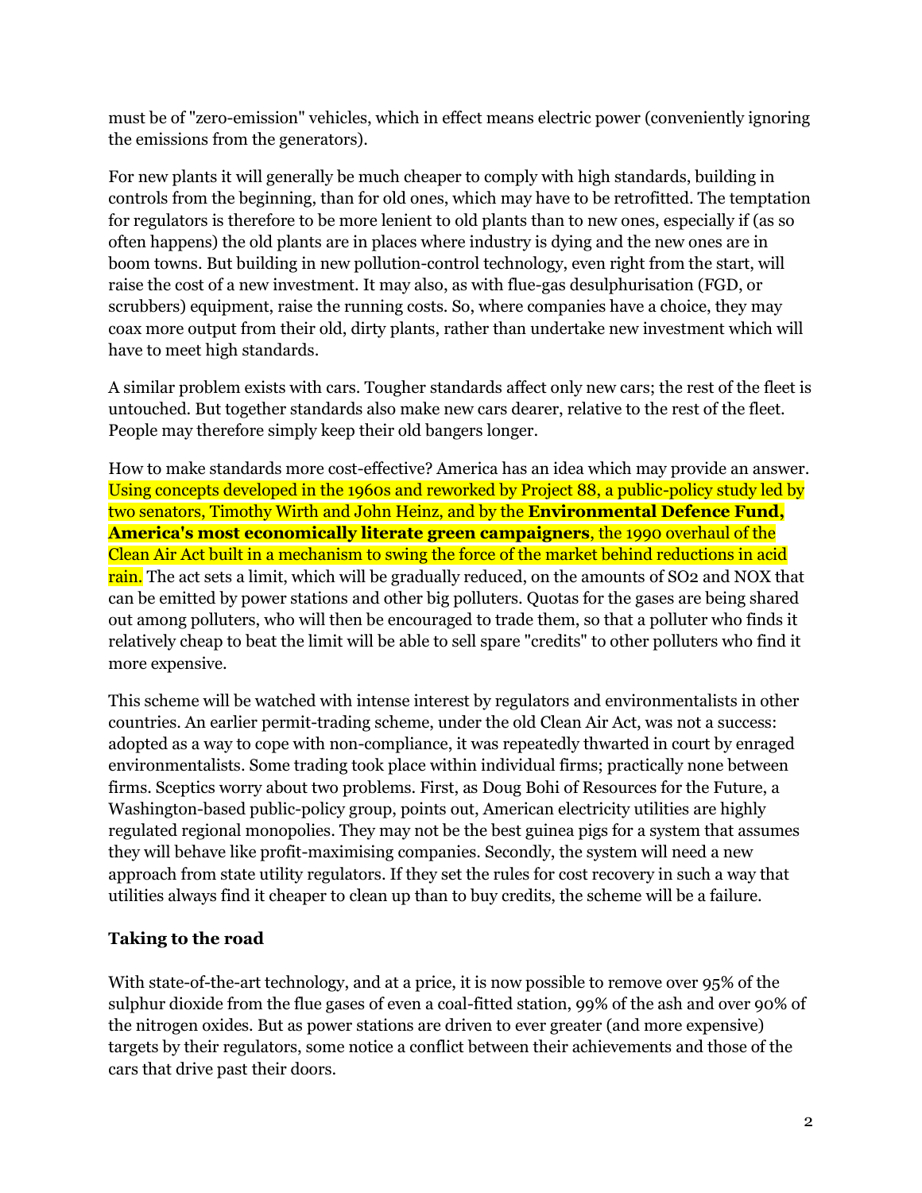must be of "zero-emission" vehicles, which in effect means electric power (conveniently ignoring the emissions from the generators).

For new plants it will generally be much cheaper to comply with high standards, building in controls from the beginning, than for old ones, which may have to be retrofitted. The temptation for regulators is therefore to be more lenient to old plants than to new ones, especially if (as so often happens) the old plants are in places where industry is dying and the new ones are in boom towns. But building in new pollution-control technology, even right from the start, will raise the cost of a new investment. It may also, as with flue-gas desulphurisation (FGD, or scrubbers) equipment, raise the running costs. So, where companies have a choice, they may coax more output from their old, dirty plants, rather than undertake new investment which will have to meet high standards.

A similar problem exists with cars. Tougher standards affect only new cars; the rest of the fleet is untouched. But together standards also make new cars dearer, relative to the rest of the fleet. People may therefore simply keep their old bangers longer.

How to make standards more cost-effective? America has an idea which may provide an answer. Using concepts developed in the 1960s and reworked by Project 88, a public-policy study led by two senators, Timothy Wirth and John Heinz, and by the **Environmental Defence Fund, America's most economically literate green campaigners**, the 1990 overhaul of the Clean Air Act built in a mechanism to swing the force of the market behind reductions in acid rain. The act sets a limit, which will be gradually reduced, on the amounts of $SO_2$ and $NO_X$ that can be emitted by power stations and other big polluters. Quotas for the gases are being shared out among polluters, who will then be encouraged to trade them, so that a polluter who finds it relatively cheap to beat the limit will be able to sell spare "credits" to other polluters who find it more expensive.

This scheme will be watched with intense interest by regulators and environmentalists in other countries. An earlier permit-trading scheme, under the old Clean Air Act, was not a success: adopted as a way to cope with non-compliance, it was repeatedly thwarted in court by enraged environmentalists. Some trading took place within individual firms; practically none between firms. Sceptics worry about two problems. First, as Doug Bohi of Resources for the Future, a Washington-based public-policy group, points out, American electricity utilities are highly regulated regional monopolies. They may not be the best guinea pigs for a system that assumes they will behave like profit-maximising companies. Secondly, the system will need a new approach from state utility regulators. If they set the rules for cost recovery in such a way that utilities always find it cheaper to clean up than to buy credits, the scheme will be a failure.

### Taking to the road

With state-of-the-art technology, and at a price, it is now possible to remove over 95% of the sulphur dioxide from the flue gases of even a coal-fitted station, 99% of the ash and over 90% of the nitrogen oxides. But as power stations are driven to ever greater (and more expensive) targets by their regulators, some notice a conflict between their achievements and those of the cars that drive past their doors.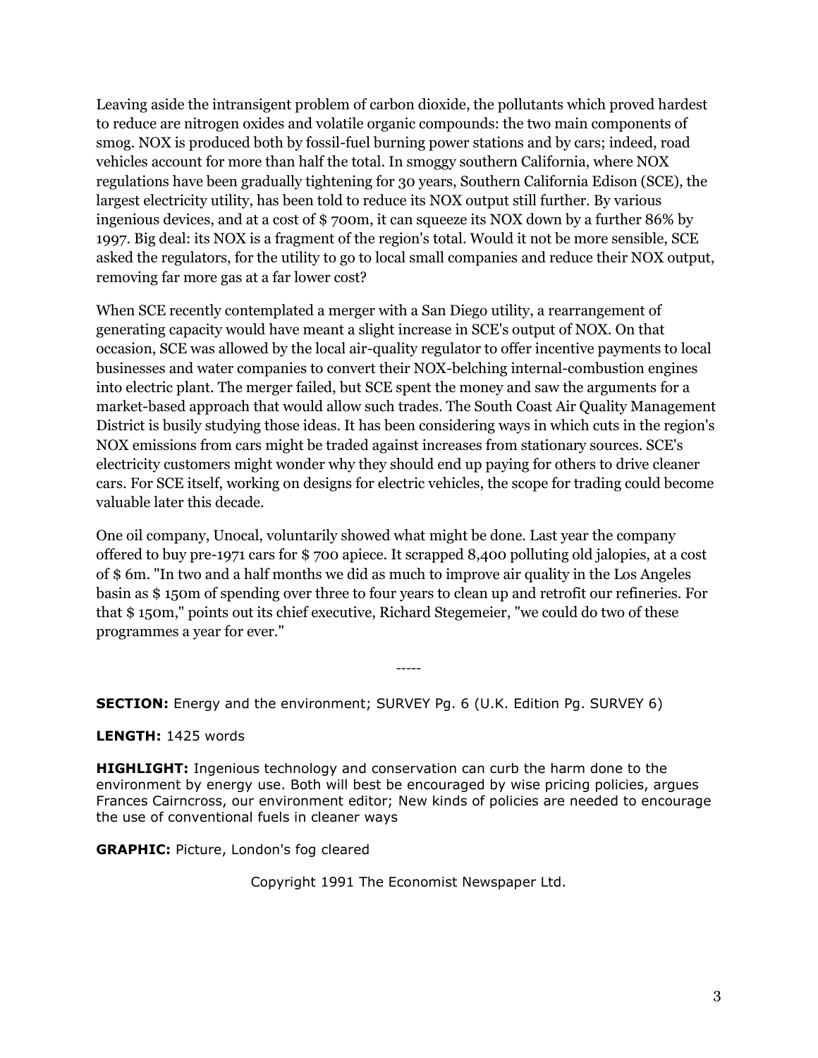Leaving aside the intransigent problem of carbon dioxide, the pollutants which proved hardest to reduce are nitrogen oxides and volatile organic compounds: the two main components of smog. NOX is produced both by fossil-fuel burning power stations and by cars; indeed, road vehicles account for more than half the total. In smoggy southern California, where NOX regulations have been gradually tightening for 30 years, Southern California Edison (SCE), the largest electricity utility, has been told to reduce its NOX output still further. By various ingenious devices, and at a cost of $ 700m, it can squeeze its NOX down by a further 86% by 1997. Big deal: its NOX is a fragment of the region's total. Would it not be more sensible, SCE asked the regulators, for the utility to go to local small companies and reduce their NOX output, removing far more gas at a far lower cost?

When SCE recently contemplated a merger with a San Diego utility, a rearrangement of generating capacity would have meant a slight increase in SCE's output of NOX. On that occasion, SCE was allowed by the local air-quality regulator to offer incentive payments to local businesses and water companies to convert their NOX-belching internal-combustion engines into electric plant. The merger failed, but SCE spent the money and saw the arguments for a market-based approach that would allow such trades. The South Coast Air Quality Management District is busily studying those ideas. It has been considering ways in which cuts in the region's NOX emissions from cars might be traded against increases from stationary sources. SCE's electricity customers might wonder why they should end up paying for others to drive cleaner cars. For SCE itself, working on designs for electric vehicles, the scope for trading could become valuable later this decade.

One oil company, Unocal, voluntarily showed what might be done. Last year the company offered to buy pre-1971 cars for $ 700 apiece. It scrapped 8,400 polluting old jalopies, at a cost of $ 6m. "In two and a half months we did as much to improve air quality in the Los Angeles basin as $ 150m of spending over three to four years to clean up and retrofit our refineries. For that $ 150m," points out its chief executive, Richard Stegemeier, "we could do two of these programmes a year for ever."

-----

**SECTION:** Energy and the environment; SURVEY Pg. 6 (U.K. Edition Pg. SURVEY 6)

**LENGTH:** 1425 words

**HIGHLIGHT:** Ingenious technology and conservation can curb the harm done to the environment by energy use. Both will best be encouraged by wise pricing policies, argues Frances Cairncross, our environment editor; New kinds of policies are needed to encourage the use of conventional fuels in cleaner ways

**GRAPHIC:** Picture, London's fog cleared

Copyright 1991 The Economist Newspaper Ltd.